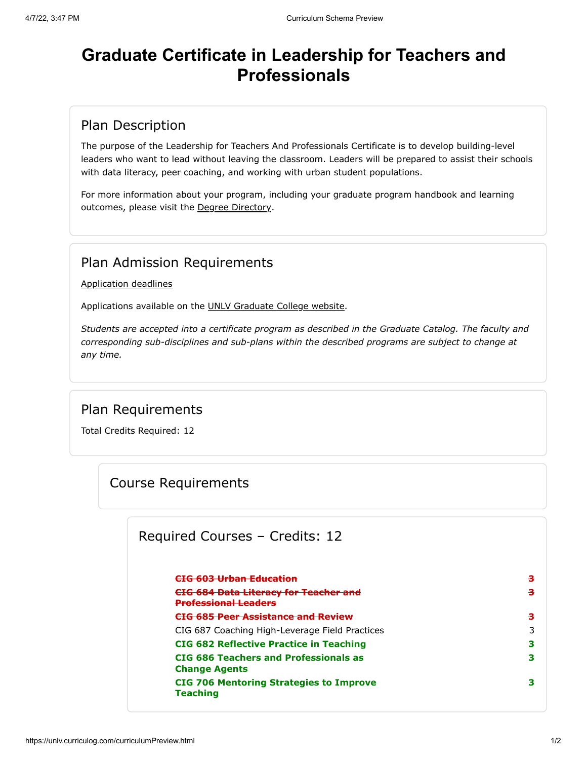# Graduate Certificate in Leadership for Teachers and Professionals

## Plan Description

The purpose of the Leadership for Teachers And Professionals Certificate is to develop building-level leaders who want to lead without leaving the classroom. Leaders will be prepared to assist their schools with data literacy, peer coaching, and working with urban student populations.

For more information about your program, including your graduate program handbook and learning outcomes, please visit the Degree Directory.

## Plan Admission Requirements

Application deadlines

Applications available on the UNLV Graduate College website.

*Students are accepted into a certificate program as described in the Graduate Catalog. The faculty and corresponding sub-disciplines and sub-plans within the described programs are subject to change at any time.*

## Plan Requirements

Total Credits Required: 12

### Course Requirements

#### Required Courses – Credits: 12

| Course | Credits |
|---|---|
| ~~**CIG 603 Urban Education**~~ | ~~**3**~~ |
| ~~**CIG 684 Data Literacy for Teacher and Professional Leaders**~~ | ~~**3**~~ |
| ~~**CIG 685 Peer Assistance and Review**~~ | ~~**3**~~ |
| CIG 687 Coaching High-Leverage Field Practices | 3 |
| **CIG 682 Reflective Practice in Teaching** | **3** |
| **CIG 686 Teachers and Professionals as Change Agents** | **3** |
| **CIG 706 Mentoring Strategies to Improve Teaching** | **3** |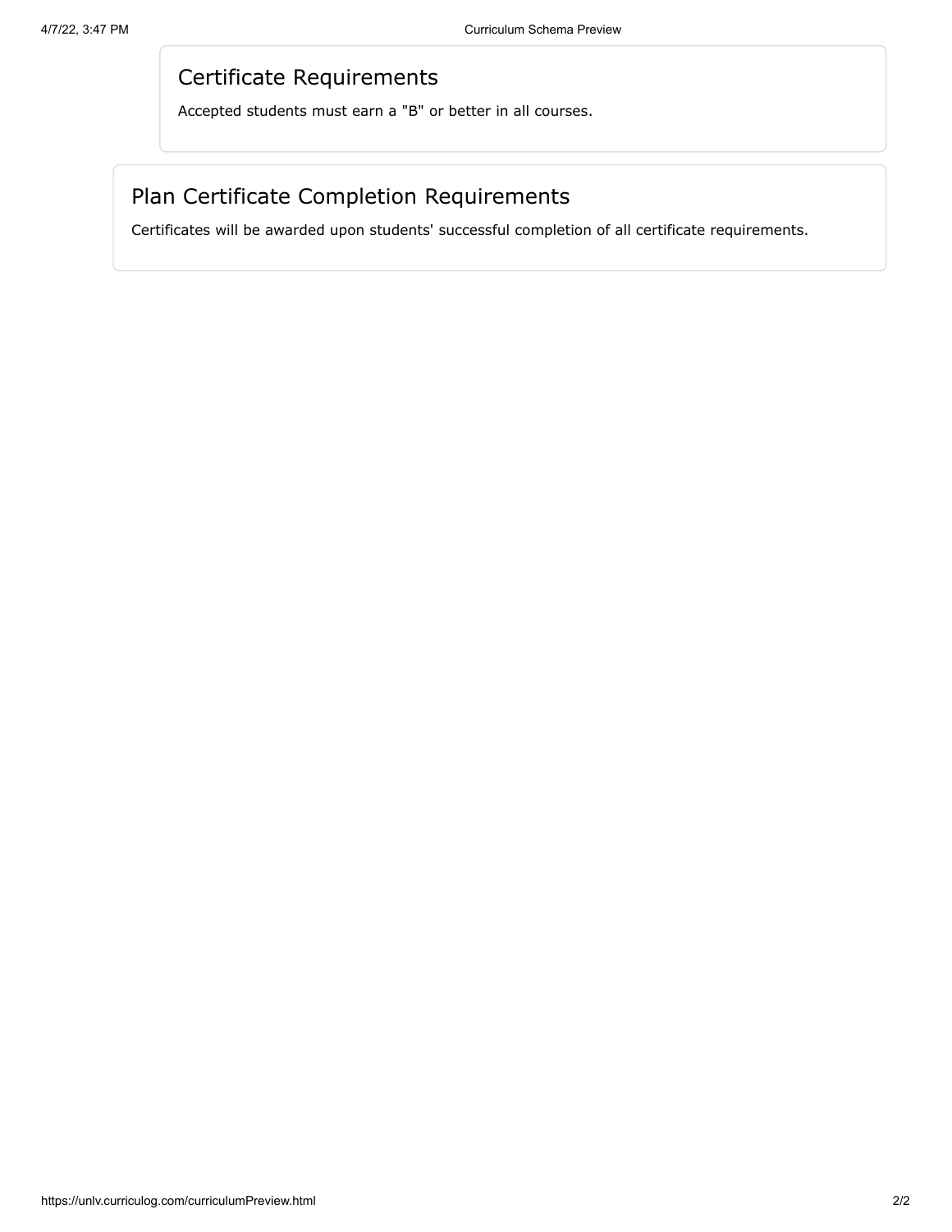## Certificate Requirements

Accepted students must earn a "B" or better in all courses.

## Plan Certificate Completion Requirements

Certificates will be awarded upon students' successful completion of all certificate requirements.